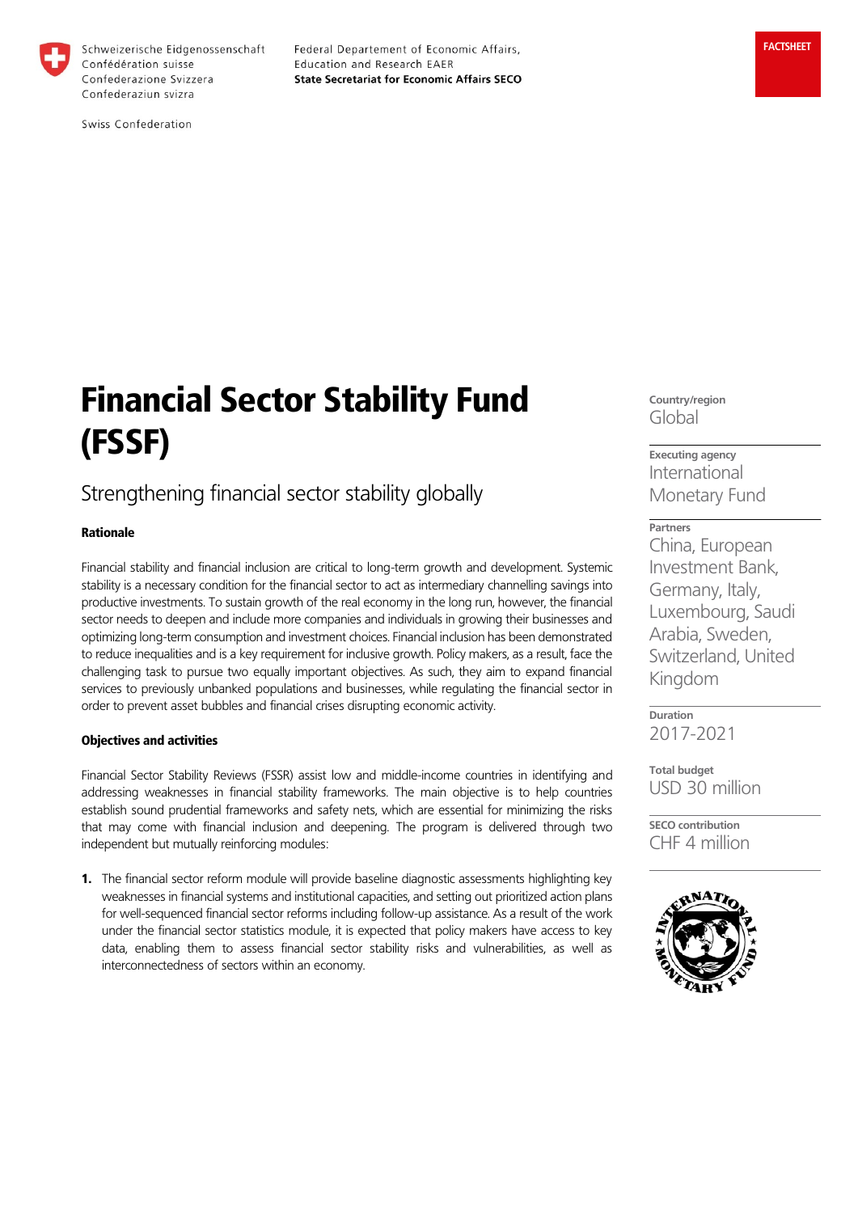Schweizerische Eidgenossenschaft
Confédération suisse
Confederazione Svizzera
Confederaziun svizra

Swiss Confederation

Federal Departement of Economic Affairs,
Education and Research EAER
**State Secretariat for Economic Affairs SECO**

**FACTSHEET**

# Financial Sector Stability Fund (FSSF)

## Strengthening financial sector stability globally

**Country/region**
Global

**Executing agency**
International Monetary Fund

**Partners**
China, European Investment Bank, Germany, Italy, Luxembourg, Saudi Arabia, Sweden, Switzerland, United Kingdom

**Duration**
2017-2021

**Total budget**
USD 30 million

**SECO contribution**
CHF 4 million

### Rationale

Financial stability and financial inclusion are critical to long-term growth and development. Systemic stability is a necessary condition for the financial sector to act as intermediary channelling savings into productive investments. To sustain growth of the real economy in the long run, however, the financial sector needs to deepen and include more companies and individuals in growing their businesses and optimizing long-term consumption and investment choices. Financial inclusion has been demonstrated to reduce inequalities and is a key requirement for inclusive growth. Policy makers, as a result, face the challenging task to pursue two equally important objectives. As such, they aim to expand financial services to previously unbanked populations and businesses, while regulating the financial sector in order to prevent asset bubbles and financial crises disrupting economic activity.

### Objectives and activities

Financial Sector Stability Reviews (FSSR) assist low and middle-income countries in identifying and addressing weaknesses in financial stability frameworks. The main objective is to help countries establish sound prudential frameworks and safety nets, which are essential for minimizing the risks that may come with financial inclusion and deepening. The program is delivered through two independent but mutually reinforcing modules:

1. The financial sector reform module will provide baseline diagnostic assessments highlighting key weaknesses in financial systems and institutional capacities, and setting out prioritized action plans for well-sequenced financial sector reforms including follow-up assistance. As a result of the work under the financial sector statistics module, it is expected that policy makers have access to key data, enabling them to assess financial sector stability risks and vulnerabilities, as well as interconnectedness of sectors within an economy.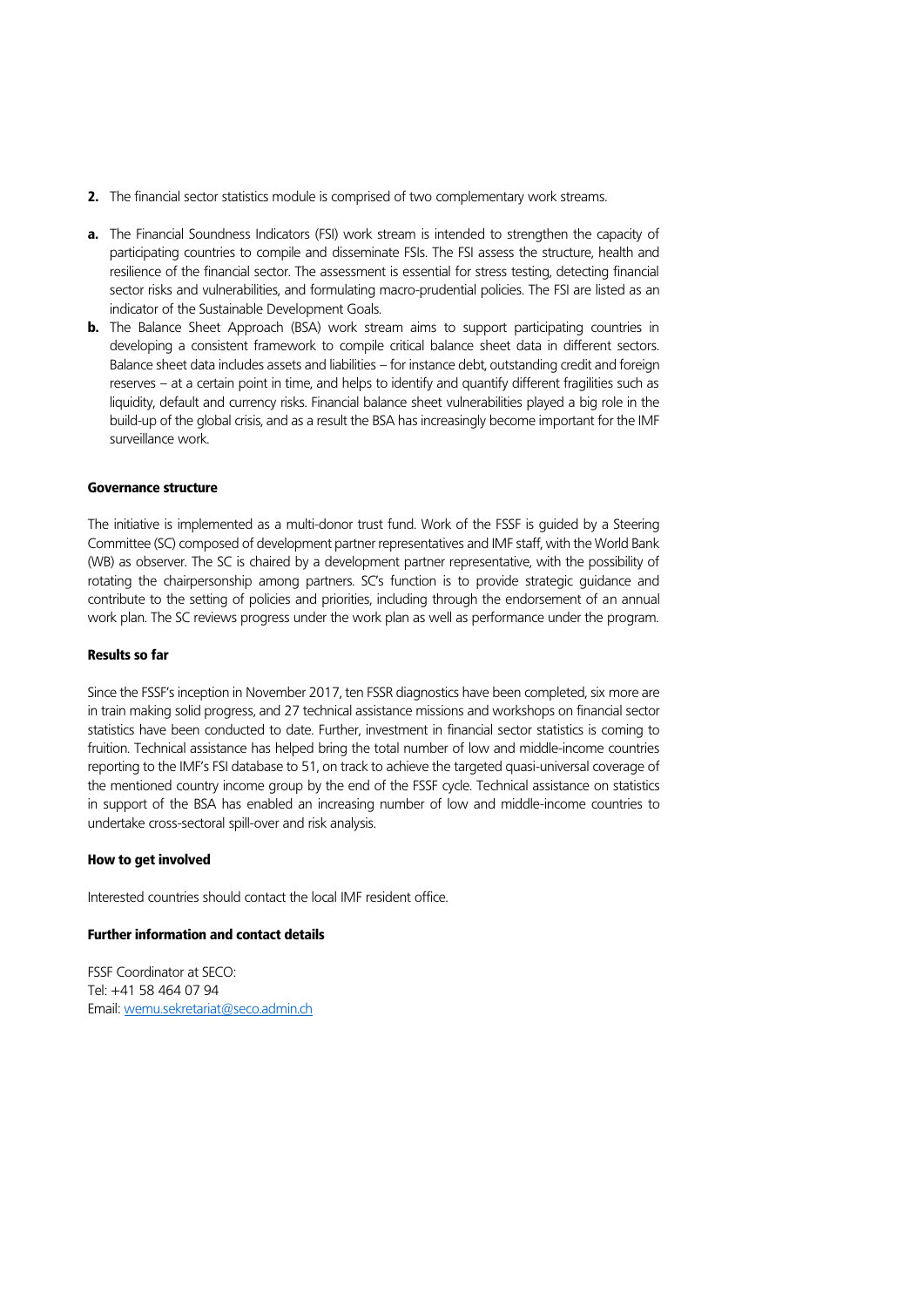**2.** The financial sector statistics module is comprised of two complementary work streams.

**a.** The Financial Soundness Indicators (FSI) work stream is intended to strengthen the capacity of participating countries to compile and disseminate FSIs. The FSI assess the structure, health and resilience of the financial sector. The assessment is essential for stress testing, detecting financial sector risks and vulnerabilities, and formulating macro-prudential policies. The FSI are listed as an indicator of the Sustainable Development Goals.

**b.** The Balance Sheet Approach (BSA) work stream aims to support participating countries in developing a consistent framework to compile critical balance sheet data in different sectors. Balance sheet data includes assets and liabilities – for instance debt, outstanding credit and foreign reserves – at a certain point in time, and helps to identify and quantify different fragilities such as liquidity, default and currency risks. Financial balance sheet vulnerabilities played a big role in the build-up of the global crisis, and as a result the BSA has increasingly become important for the IMF surveillance work.

**Governance structure**

The initiative is implemented as a multi-donor trust fund. Work of the FSSF is guided by a Steering Committee (SC) composed of development partner representatives and IMF staff, with the World Bank (WB) as observer. The SC is chaired by a development partner representative, with the possibility of rotating the chairpersonship among partners. SC's function is to provide strategic guidance and contribute to the setting of policies and priorities, including through the endorsement of an annual work plan. The SC reviews progress under the work plan as well as performance under the program.

**Results so far**

Since the FSSF's inception in November 2017, ten FSSR diagnostics have been completed, six more are in train making solid progress, and 27 technical assistance missions and workshops on financial sector statistics have been conducted to date. Further, investment in financial sector statistics is coming to fruition. Technical assistance has helped bring the total number of low and middle-income countries reporting to the IMF's FSI database to 51, on track to achieve the targeted quasi-universal coverage of the mentioned country income group by the end of the FSSF cycle. Technical assistance on statistics in support of the BSA has enabled an increasing number of low and middle-income countries to undertake cross-sectoral spill-over and risk analysis.

**How to get involved**

Interested countries should contact the local IMF resident office.

**Further information and contact details**

FSSF Coordinator at SECO:
Tel: +41 58 464 07 94
Email: wemu.sekretariat@seco.admin.ch